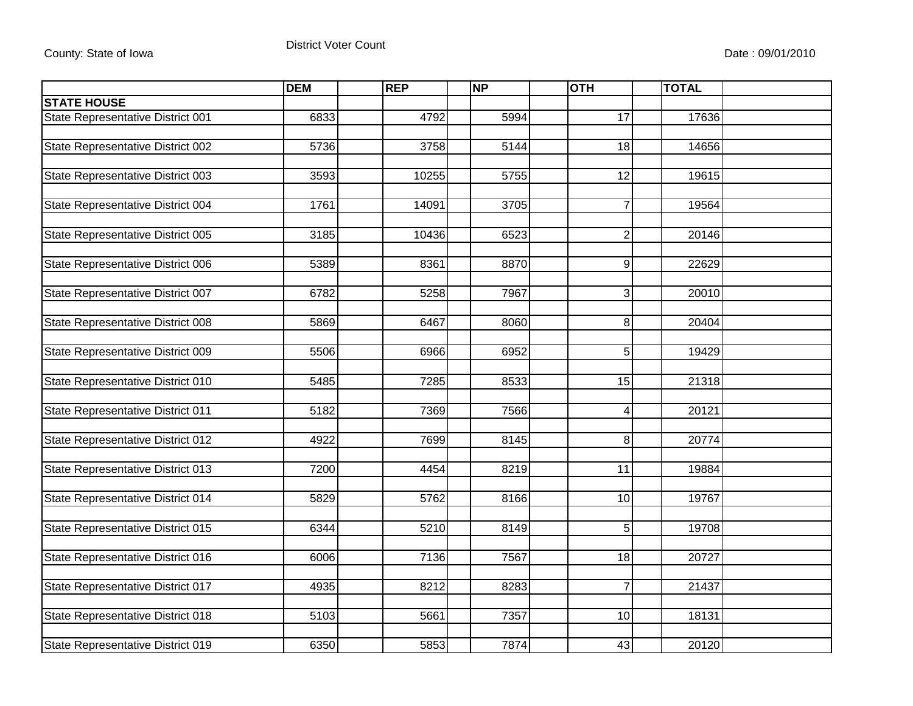County: State of Iowa

District Voter Count

Date : 09/01/2010

| | DEM | REP | NP | OTH | TOTAL |
|---|---|---|---|---|---|
| **STATE HOUSE** | | | | | |
| State Representative District 001 | 6833 | 4792 | 5994 | 17 | 17636 |
| State Representative District 002 | 5736 | 3758 | 5144 | 18 | 14656 |
| State Representative District 003 | 3593 | 10255 | 5755 | 12 | 19615 |
| State Representative District 004 | 1761 | 14091 | 3705 | 7 | 19564 |
| State Representative District 005 | 3185 | 10436 | 6523 | 2 | 20146 |
| State Representative District 006 | 5389 | 8361 | 8870 | 9 | 22629 |
| State Representative District 007 | 6782 | 5258 | 7967 | 3 | 20010 |
| State Representative District 008 | 5869 | 6467 | 8060 | 8 | 20404 |
| State Representative District 009 | 5506 | 6966 | 6952 | 5 | 19429 |
| State Representative District 010 | 5485 | 7285 | 8533 | 15 | 21318 |
| State Representative District 011 | 5182 | 7369 | 7566 | 4 | 20121 |
| State Representative District 012 | 4922 | 7699 | 8145 | 8 | 20774 |
| State Representative District 013 | 7200 | 4454 | 8219 | 11 | 19884 |
| State Representative District 014 | 5829 | 5762 | 8166 | 10 | 19767 |
| State Representative District 015 | 6344 | 5210 | 8149 | 5 | 19708 |
| State Representative District 016 | 6006 | 7136 | 7567 | 18 | 20727 |
| State Representative District 017 | 4935 | 8212 | 8283 | 7 | 21437 |
| State Representative District 018 | 5103 | 5661 | 7357 | 10 | 18131 |
| State Representative District 019 | 6350 | 5853 | 7874 | 43 | 20120 |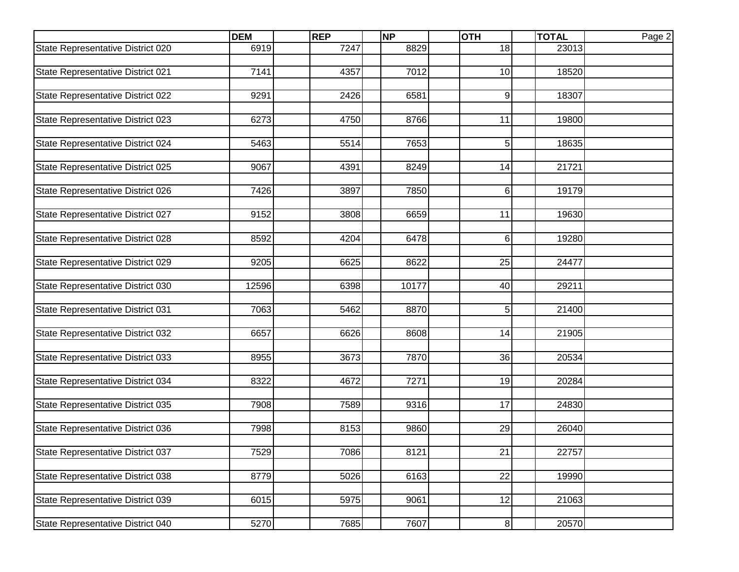| | DEM | REP | NP | OTH | TOTAL |
|---|---|---|---|---|---|
| State Representative District 020 | 6919 | 7247 | 8829 | 18 | 23013 |
| State Representative District 021 | 7141 | 4357 | 7012 | 10 | 18520 |
| State Representative District 022 | 9291 | 2426 | 6581 | 9 | 18307 |
| State Representative District 023 | 6273 | 4750 | 8766 | 11 | 19800 |
| State Representative District 024 | 5463 | 5514 | 7653 | 5 | 18635 |
| State Representative District 025 | 9067 | 4391 | 8249 | 14 | 21721 |
| State Representative District 026 | 7426 | 3897 | 7850 | 6 | 19179 |
| State Representative District 027 | 9152 | 3808 | 6659 | 11 | 19630 |
| State Representative District 028 | 8592 | 4204 | 6478 | 6 | 19280 |
| State Representative District 029 | 9205 | 6625 | 8622 | 25 | 24477 |
| State Representative District 030 | 12596 | 6398 | 10177 | 40 | 29211 |
| State Representative District 031 | 7063 | 5462 | 8870 | 5 | 21400 |
| State Representative District 032 | 6657 | 6626 | 8608 | 14 | 21905 |
| State Representative District 033 | 8955 | 3673 | 7870 | 36 | 20534 |
| State Representative District 034 | 8322 | 4672 | 7271 | 19 | 20284 |
| State Representative District 035 | 7908 | 7589 | 9316 | 17 | 24830 |
| State Representative District 036 | 7998 | 8153 | 9860 | 29 | 26040 |
| State Representative District 037 | 7529 | 7086 | 8121 | 21 | 22757 |
| State Representative District 038 | 8779 | 5026 | 6163 | 22 | 19990 |
| State Representative District 039 | 6015 | 5975 | 9061 | 12 | 21063 |
| State Representative District 040 | 5270 | 7685 | 7607 | 8 | 20570 |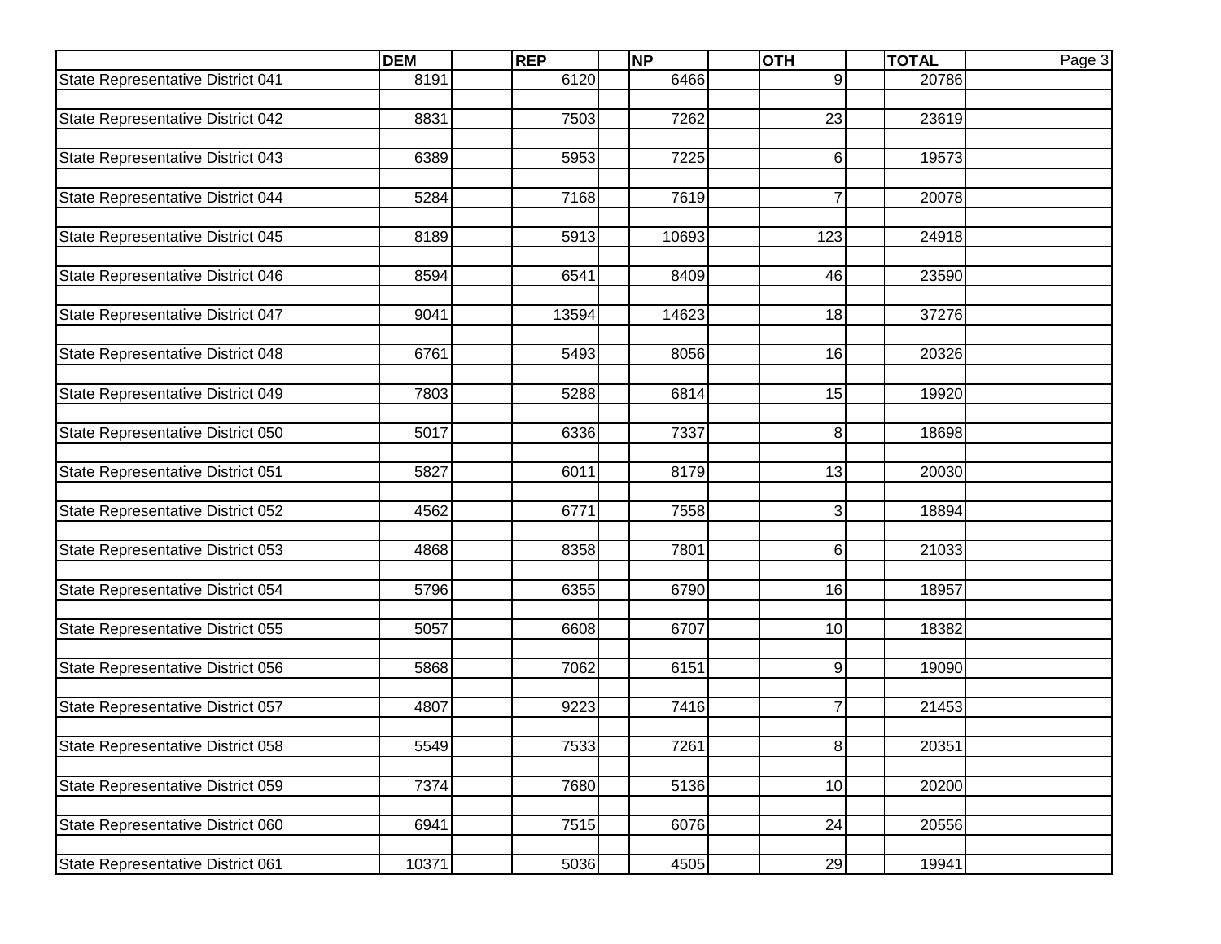| | DEM | REP | NP | OTH | TOTAL |
|---|---|---|---|---|---|
| State Representative District 041 | 8191 | 6120 | 6466 | 9 | 20786 |
| State Representative District 042 | 8831 | 7503 | 7262 | 23 | 23619 |
| State Representative District 043 | 6389 | 5953 | 7225 | 6 | 19573 |
| State Representative District 044 | 5284 | 7168 | 7619 | 7 | 20078 |
| State Representative District 045 | 8189 | 5913 | 10693 | 123 | 24918 |
| State Representative District 046 | 8594 | 6541 | 8409 | 46 | 23590 |
| State Representative District 047 | 9041 | 13594 | 14623 | 18 | 37276 |
| State Representative District 048 | 6761 | 5493 | 8056 | 16 | 20326 |
| State Representative District 049 | 7803 | 5288 | 6814 | 15 | 19920 |
| State Representative District 050 | 5017 | 6336 | 7337 | 8 | 18698 |
| State Representative District 051 | 5827 | 6011 | 8179 | 13 | 20030 |
| State Representative District 052 | 4562 | 6771 | 7558 | 3 | 18894 |
| State Representative District 053 | 4868 | 8358 | 7801 | 6 | 21033 |
| State Representative District 054 | 5796 | 6355 | 6790 | 16 | 18957 |
| State Representative District 055 | 5057 | 6608 | 6707 | 10 | 18382 |
| State Representative District 056 | 5868 | 7062 | 6151 | 9 | 19090 |
| State Representative District 057 | 4807 | 9223 | 7416 | 7 | 21453 |
| State Representative District 058 | 5549 | 7533 | 7261 | 8 | 20351 |
| State Representative District 059 | 7374 | 7680 | 5136 | 10 | 20200 |
| State Representative District 060 | 6941 | 7515 | 6076 | 24 | 20556 |
| State Representative District 061 | 10371 | 5036 | 4505 | 29 | 19941 |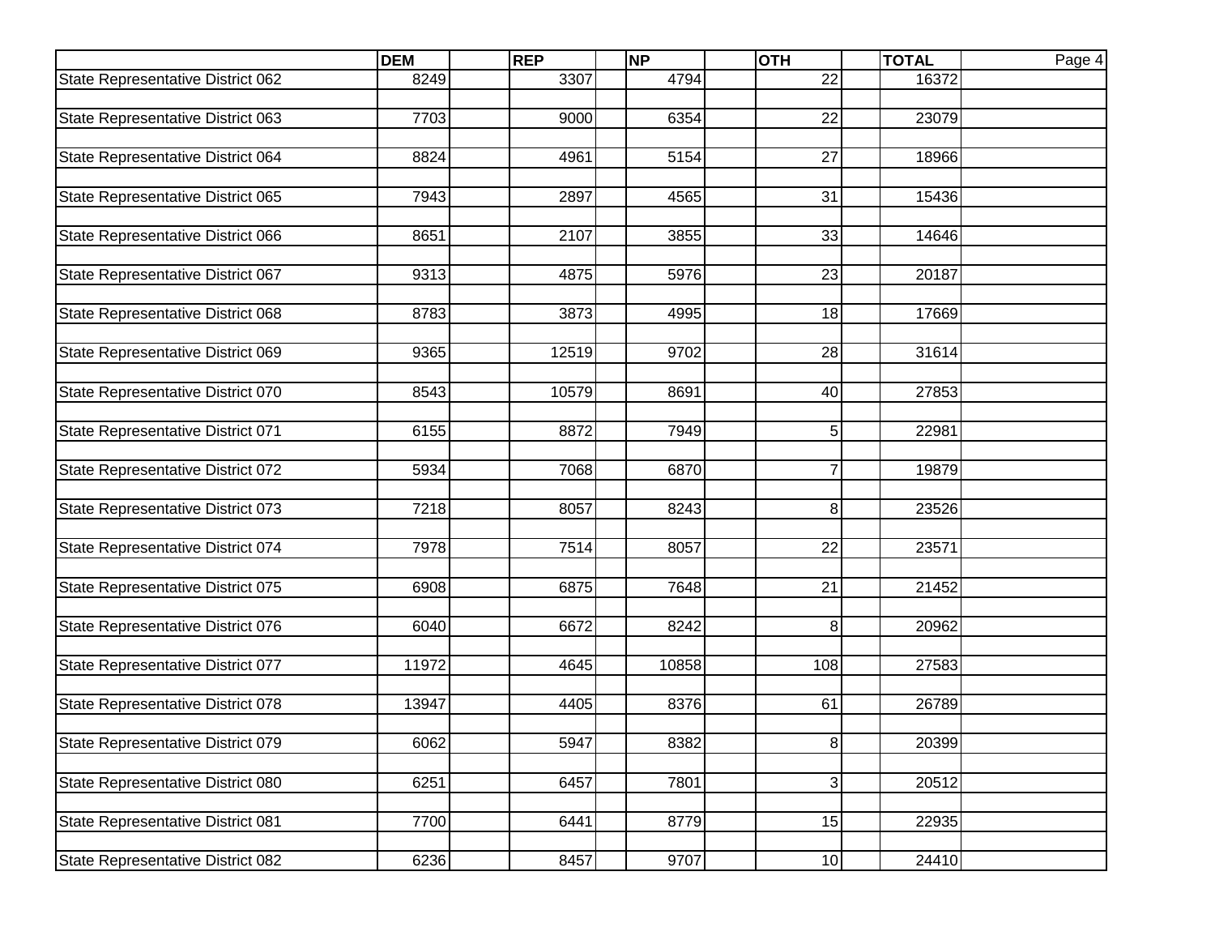|  | DEM | REP | NP | OTH | TOTAL |
|---|---|---|---|---|---|
| State Representative District 062 | 8249 | 3307 | 4794 | 22 | 16372 |
| State Representative District 063 | 7703 | 9000 | 6354 | 22 | 23079 |
| State Representative District 064 | 8824 | 4961 | 5154 | 27 | 18966 |
| State Representative District 065 | 7943 | 2897 | 4565 | 31 | 15436 |
| State Representative District 066 | 8651 | 2107 | 3855 | 33 | 14646 |
| State Representative District 067 | 9313 | 4875 | 5976 | 23 | 20187 |
| State Representative District 068 | 8783 | 3873 | 4995 | 18 | 17669 |
| State Representative District 069 | 9365 | 12519 | 9702 | 28 | 31614 |
| State Representative District 070 | 8543 | 10579 | 8691 | 40 | 27853 |
| State Representative District 071 | 6155 | 8872 | 7949 | 5 | 22981 |
| State Representative District 072 | 5934 | 7068 | 6870 | 7 | 19879 |
| State Representative District 073 | 7218 | 8057 | 8243 | 8 | 23526 |
| State Representative District 074 | 7978 | 7514 | 8057 | 22 | 23571 |
| State Representative District 075 | 6908 | 6875 | 7648 | 21 | 21452 |
| State Representative District 076 | 6040 | 6672 | 8242 | 8 | 20962 |
| State Representative District 077 | 11972 | 4645 | 10858 | 108 | 27583 |
| State Representative District 078 | 13947 | 4405 | 8376 | 61 | 26789 |
| State Representative District 079 | 6062 | 5947 | 8382 | 8 | 20399 |
| State Representative District 080 | 6251 | 6457 | 7801 | 3 | 20512 |
| State Representative District 081 | 7700 | 6441 | 8779 | 15 | 22935 |
| State Representative District 082 | 6236 | 8457 | 9707 | 10 | 24410 |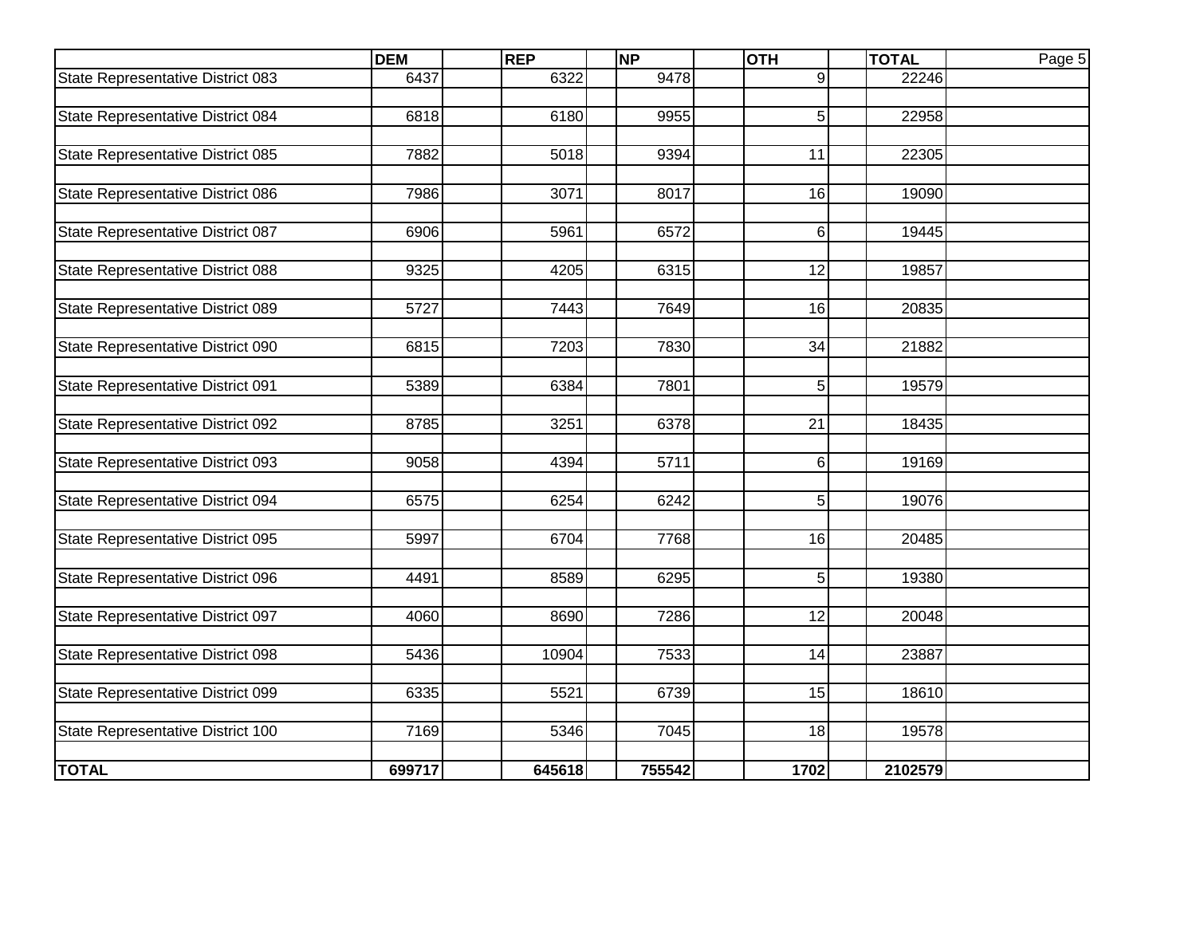| | DEM | REP | NP | OTH | TOTAL |
|---|---|---|---|---|---|
| State Representative District 083 | 6437 | 6322 | 9478 | 9 | 22246 |
| State Representative District 084 | 6818 | 6180 | 9955 | 5 | 22958 |
| State Representative District 085 | 7882 | 5018 | 9394 | 11 | 22305 |
| State Representative District 086 | 7986 | 3071 | 8017 | 16 | 19090 |
| State Representative District 087 | 6906 | 5961 | 6572 | 6 | 19445 |
| State Representative District 088 | 9325 | 4205 | 6315 | 12 | 19857 |
| State Representative District 089 | 5727 | 7443 | 7649 | 16 | 20835 |
| State Representative District 090 | 6815 | 7203 | 7830 | 34 | 21882 |
| State Representative District 091 | 5389 | 6384 | 7801 | 5 | 19579 |
| State Representative District 092 | 8785 | 3251 | 6378 | 21 | 18435 |
| State Representative District 093 | 9058 | 4394 | 5711 | 6 | 19169 |
| State Representative District 094 | 6575 | 6254 | 6242 | 5 | 19076 |
| State Representative District 095 | 5997 | 6704 | 7768 | 16 | 20485 |
| State Representative District 096 | 4491 | 8589 | 6295 | 5 | 19380 |
| State Representative District 097 | 4060 | 8690 | 7286 | 12 | 20048 |
| State Representative District 098 | 5436 | 10904 | 7533 | 14 | 23887 |
| State Representative District 099 | 6335 | 5521 | 6739 | 15 | 18610 |
| State Representative District 100 | 7169 | 5346 | 7045 | 18 | 19578 |
| **TOTAL** | **699717** | **645618** | **755542** | **1702** | **2102579** |